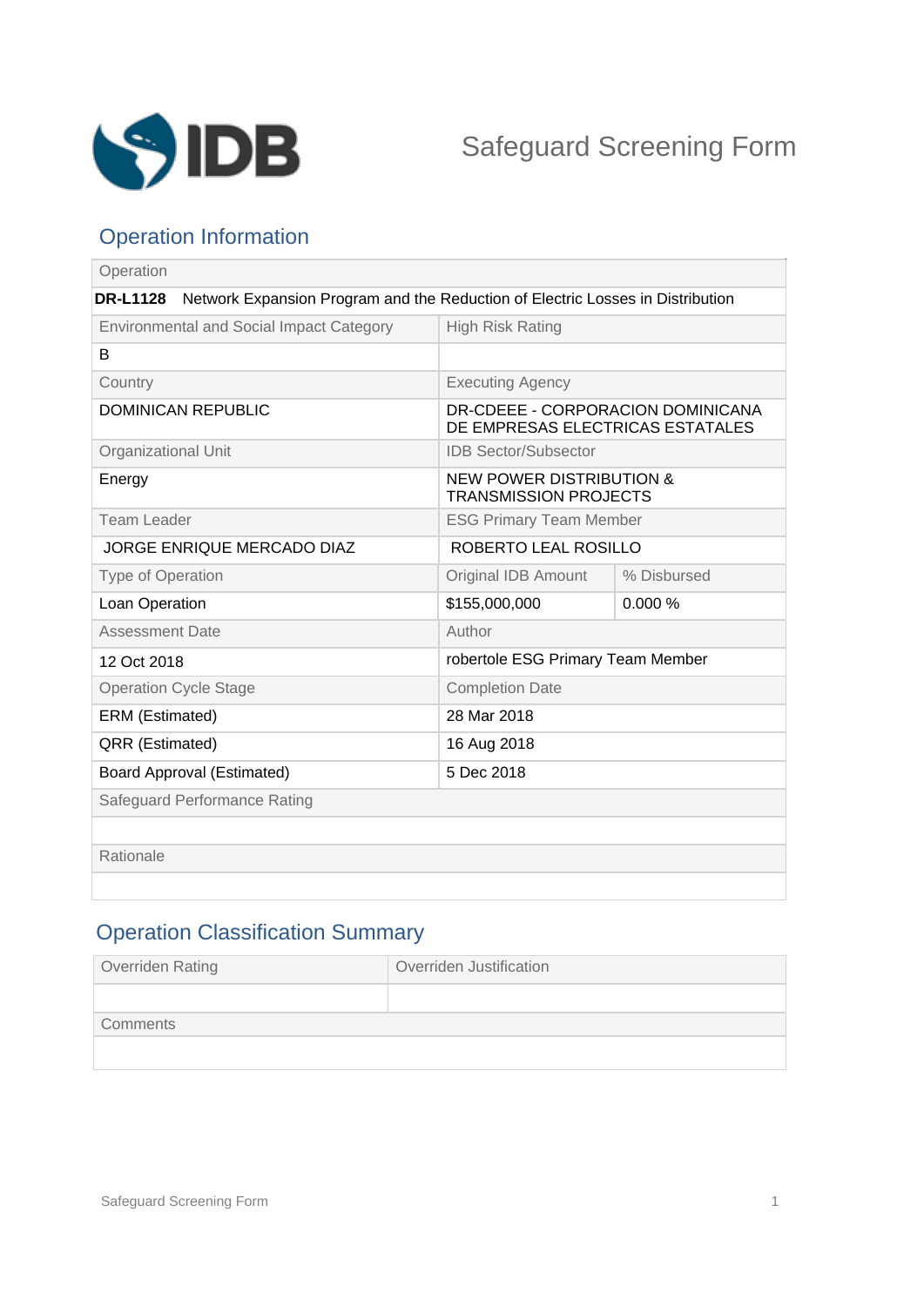# Safeguard Screening Form

## Operation Information

| Operation | | |
|---|---|---|
| **DR-L1128** Network Expansion Program and the Reduction of Electric Losses in Distribution | | |
| Environmental and Social Impact Category | High Risk Rating | |
| B | | |
| Country | Executing Agency | |
| DOMINICAN REPUBLIC | DR-CDEEE - CORPORACION DOMINICANA DE EMPRESAS ELECTRICAS ESTATALES | |
| Organizational Unit | IDB Sector/Subsector | |
| Energy | NEW POWER DISTRIBUTION & TRANSMISSION PROJECTS | |
| Team Leader | ESG Primary Team Member | |
| JORGE ENRIQUE MERCADO DIAZ | ROBERTO LEAL ROSILLO | |
| Type of Operation | Original IDB Amount | % Disbursed |
| Loan Operation | $155,000,000 | 0.000 % |
| Assessment Date | Author | |
| 12 Oct 2018 | robertole ESG Primary Team Member | |
| Operation Cycle Stage | Completion Date | |
| ERM (Estimated) | 28 Mar 2018 | |
| QRR (Estimated) | 16 Aug 2018 | |
| Board Approval (Estimated) | 5 Dec 2018 | |
| Safeguard Performance Rating | | |
| | | |
| Rationale | | |
| | | |

## Operation Classification Summary

| Overriden Rating | Overriden Justification |
|---|---|
| | |
| Comments | |
| | |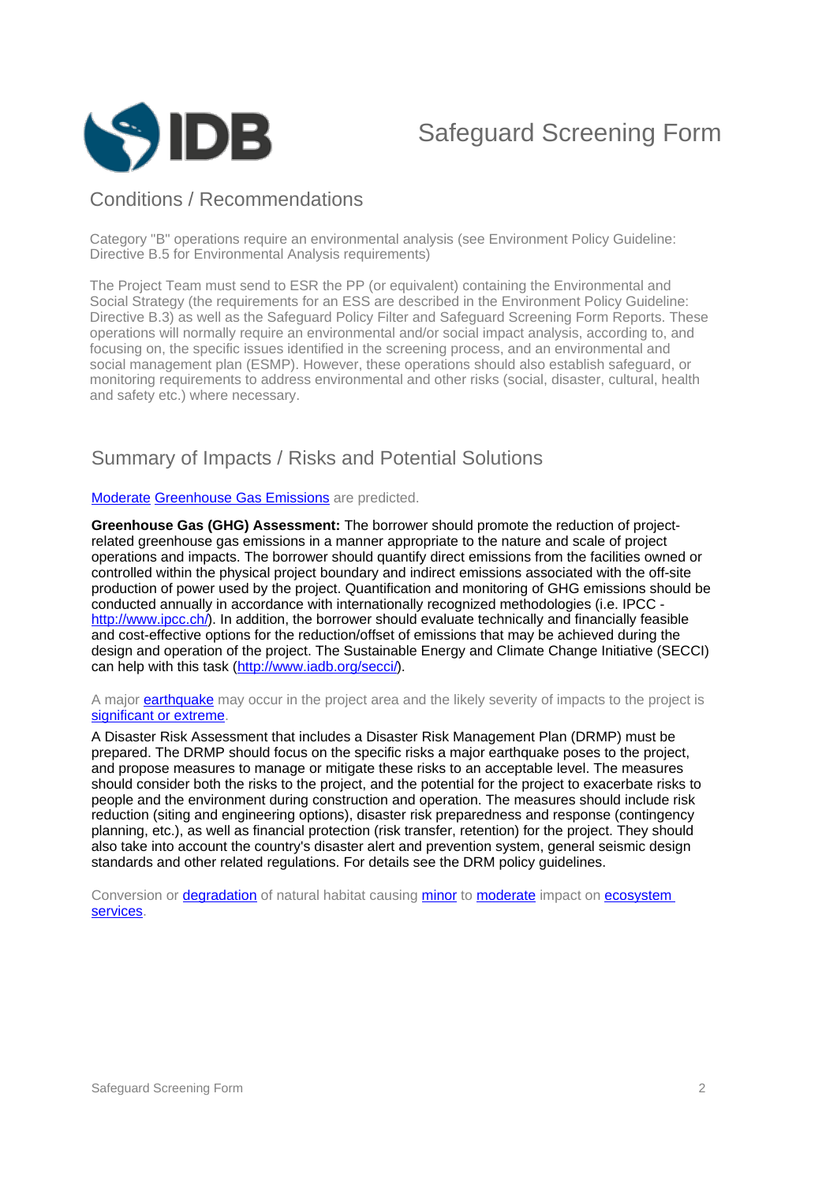# Safeguard Screening Form

## Conditions / Recommendations

Category "B" operations require an environmental analysis (see Environment Policy Guideline: Directive B.5 for Environmental Analysis requirements)

The Project Team must send to ESR the PP (or equivalent) containing the Environmental and Social Strategy (the requirements for an ESS are described in the Environment Policy Guideline: Directive B.3) as well as the Safeguard Policy Filter and Safeguard Screening Form Reports. These operations will normally require an environmental and/or social impact analysis, according to, and focusing on, the specific issues identified in the screening process, and an environmental and social management plan (ESMP). However, these operations should also establish safeguard, or monitoring requirements to address environmental and other risks (social, disaster, cultural, health and safety etc.) where necessary.

## Summary of Impacts / Risks and Potential Solutions

Moderate Greenhouse Gas Emissions are predicted.

**Greenhouse Gas (GHG) Assessment:** The borrower should promote the reduction of project-related greenhouse gas emissions in a manner appropriate to the nature and scale of project operations and impacts. The borrower should quantify direct emissions from the facilities owned or controlled within the physical project boundary and indirect emissions associated with the off-site production of power used by the project. Quantification and monitoring of GHG emissions should be conducted annually in accordance with internationally recognized methodologies (i.e. IPCC - http://www.ipcc.ch/). In addition, the borrower should evaluate technically and financially feasible and cost-effective options for the reduction/offset of emissions that may be achieved during the design and operation of the project. The Sustainable Energy and Climate Change Initiative (SECCI) can help with this task (http://www.iadb.org/secci/).

A major earthquake may occur in the project area and the likely severity of impacts to the project is significant or extreme.

A Disaster Risk Assessment that includes a Disaster Risk Management Plan (DRMP) must be prepared. The DRMP should focus on the specific risks a major earthquake poses to the project, and propose measures to manage or mitigate these risks to an acceptable level. The measures should consider both the risks to the project, and the potential for the project to exacerbate risks to people and the environment during construction and operation. The measures should include risk reduction (siting and engineering options), disaster risk preparedness and response (contingency planning, etc.), as well as financial protection (risk transfer, retention) for the project. They should also take into account the country's disaster alert and prevention system, general seismic design standards and other related regulations. For details see the DRM policy guidelines.

Conversion or degradation of natural habitat causing minor to moderate impact on ecosystem services.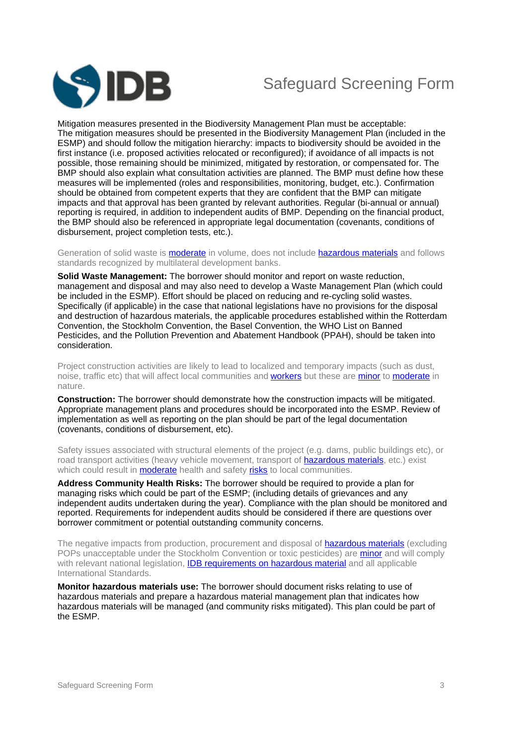Mitigation measures presented in the Biodiversity Management Plan must be acceptable: The mitigation measures should be presented in the Biodiversity Management Plan (included in the ESMP) and should follow the mitigation hierarchy: impacts to biodiversity should be avoided in the first instance (i.e. proposed activities relocated or reconfigured); if avoidance of all impacts is not possible, those remaining should be minimized, mitigated by restoration, or compensated for. The BMP should also explain what consultation activities are planned. The BMP must define how these measures will be implemented (roles and responsibilities, monitoring, budget, etc.). Confirmation should be obtained from competent experts that they are confident that the BMP can mitigate impacts and that approval has been granted by relevant authorities. Regular (bi-annual or annual) reporting is required, in addition to independent audits of BMP. Depending on the financial product, the BMP should also be referenced in appropriate legal documentation (covenants, conditions of disbursement, project completion tests, etc.).

Generation of solid waste is moderate in volume, does not include hazardous materials and follows standards recognized by multilateral development banks.

**Solid Waste Management:** The borrower should monitor and report on waste reduction, management and disposal and may also need to develop a Waste Management Plan (which could be included in the ESMP). Effort should be placed on reducing and re-cycling solid wastes. Specifically (if applicable) in the case that national legislations have no provisions for the disposal and destruction of hazardous materials, the applicable procedures established within the Rotterdam Convention, the Stockholm Convention, the Basel Convention, the WHO List on Banned Pesticides, and the Pollution Prevention and Abatement Handbook (PPAH), should be taken into consideration.

Project construction activities are likely to lead to localized and temporary impacts (such as dust, noise, traffic etc) that will affect local communities and workers but these are minor to moderate in nature.

**Construction:** The borrower should demonstrate how the construction impacts will be mitigated. Appropriate management plans and procedures should be incorporated into the ESMP. Review of implementation as well as reporting on the plan should be part of the legal documentation (covenants, conditions of disbursement, etc).

Safety issues associated with structural elements of the project (e.g. dams, public buildings etc), or road transport activities (heavy vehicle movement, transport of hazardous materials, etc.) exist which could result in moderate health and safety risks to local communities.

**Address Community Health Risks:** The borrower should be required to provide a plan for managing risks which could be part of the ESMP; (including details of grievances and any independent audits undertaken during the year). Compliance with the plan should be monitored and reported. Requirements for independent audits should be considered if there are questions over borrower commitment or potential outstanding community concerns.

The negative impacts from production, procurement and disposal of hazardous materials (excluding POPs unacceptable under the Stockholm Convention or toxic pesticides) are minor and will comply with relevant national legislation, IDB requirements on hazardous material and all applicable International Standards.

**Monitor hazardous materials use:** The borrower should document risks relating to use of hazardous materials and prepare a hazardous material management plan that indicates how hazardous materials will be managed (and community risks mitigated). This plan could be part of the ESMP.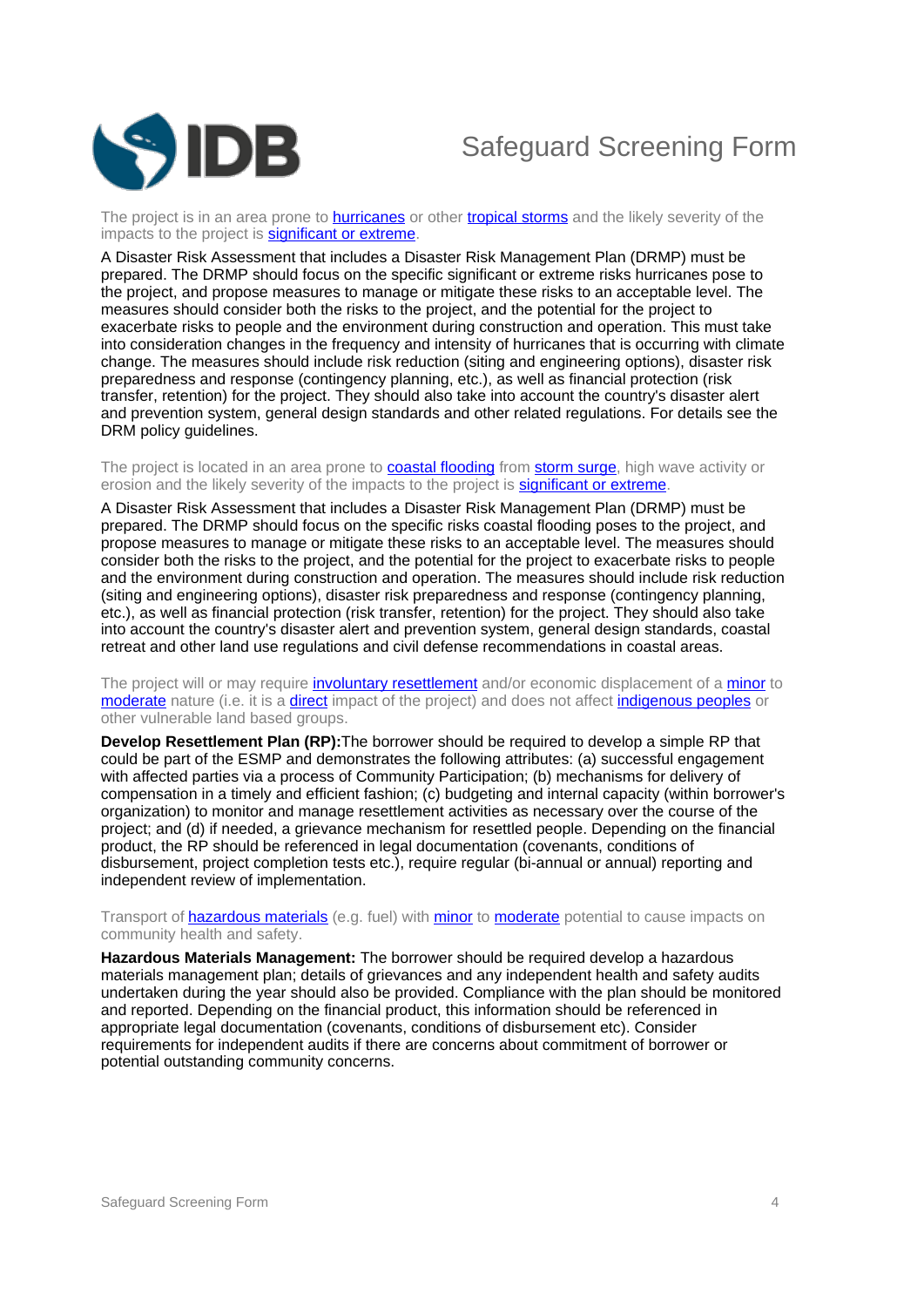The project is in an area prone to hurricanes or other tropical storms and the likely severity of the impacts to the project is significant or extreme.

A Disaster Risk Assessment that includes a Disaster Risk Management Plan (DRMP) must be prepared. The DRMP should focus on the specific significant or extreme risks hurricanes pose to the project, and propose measures to manage or mitigate these risks to an acceptable level. The measures should consider both the risks to the project, and the potential for the project to exacerbate risks to people and the environment during construction and operation. This must take into consideration changes in the frequency and intensity of hurricanes that is occurring with climate change. The measures should include risk reduction (siting and engineering options), disaster risk preparedness and response (contingency planning, etc.), as well as financial protection (risk transfer, retention) for the project. They should also take into account the country's disaster alert and prevention system, general design standards and other related regulations. For details see the DRM policy guidelines.

The project is located in an area prone to coastal flooding from storm surge, high wave activity or erosion and the likely severity of the impacts to the project is significant or extreme.

A Disaster Risk Assessment that includes a Disaster Risk Management Plan (DRMP) must be prepared. The DRMP should focus on the specific risks coastal flooding poses to the project, and propose measures to manage or mitigate these risks to an acceptable level. The measures should consider both the risks to the project, and the potential for the project to exacerbate risks to people and the environment during construction and operation. The measures should include risk reduction (siting and engineering options), disaster risk preparedness and response (contingency planning, etc.), as well as financial protection (risk transfer, retention) for the project. They should also take into account the country's disaster alert and prevention system, general design standards, coastal retreat and other land use regulations and civil defense recommendations in coastal areas.

The project will or may require involuntary resettlement and/or economic displacement of a minor to moderate nature (i.e. it is a direct impact of the project) and does not affect indigenous peoples or other vulnerable land based groups.

**Develop Resettlement Plan (RP):**The borrower should be required to develop a simple RP that could be part of the ESMP and demonstrates the following attributes: (a) successful engagement with affected parties via a process of Community Participation; (b) mechanisms for delivery of compensation in a timely and efficient fashion; (c) budgeting and internal capacity (within borrower's organization) to monitor and manage resettlement activities as necessary over the course of the project; and (d) if needed, a grievance mechanism for resettled people. Depending on the financial product, the RP should be referenced in legal documentation (covenants, conditions of disbursement, project completion tests etc.), require regular (bi-annual or annual) reporting and independent review of implementation.

Transport of hazardous materials (e.g. fuel) with minor to moderate potential to cause impacts on community health and safety.

**Hazardous Materials Management:** The borrower should be required develop a hazardous materials management plan; details of grievances and any independent health and safety audits undertaken during the year should also be provided. Compliance with the plan should be monitored and reported. Depending on the financial product, this information should be referenced in appropriate legal documentation (covenants, conditions of disbursement etc). Consider requirements for independent audits if there are concerns about commitment of borrower or potential outstanding community concerns.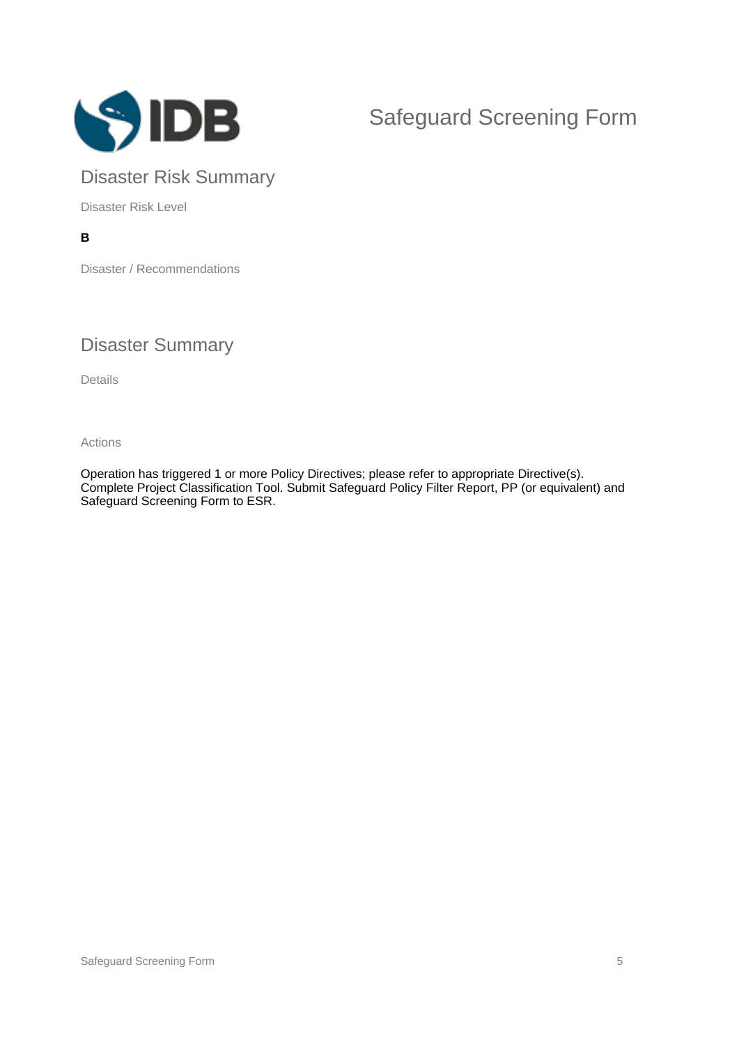Safeguard Screening Form

## Disaster Risk Summary

Disaster Risk Level

**B**

Disaster / Recommendations

## Disaster Summary

Details

Actions

Operation has triggered 1 or more Policy Directives; please refer to appropriate Directive(s). Complete Project Classification Tool. Submit Safeguard Policy Filter Report, PP (or equivalent) and Safeguard Screening Form to ESR.